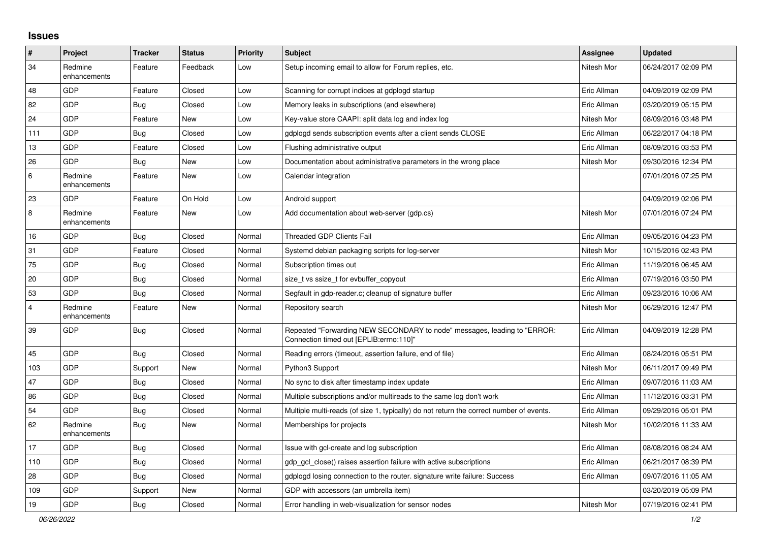# Issues

| # | Project | Tracker | Status | Priority | Subject | Assignee | Updated |
|---|---|---|---|---|---|---|---|
| 34 | Redmine enhancements | Feature | Feedback | Low | Setup incoming email to allow for Forum replies, etc. | Nitesh Mor | 06/24/2017 02:09 PM |
| 48 | GDP | Feature | Closed | Low | Scanning for corrupt indices at gdplogd startup | Eric Allman | 04/09/2019 02:09 PM |
| 82 | GDP | Bug | Closed | Low | Memory leaks in subscriptions (and elsewhere) | Eric Allman | 03/20/2019 05:15 PM |
| 24 | GDP | Feature | New | Low | Key-value store CAAPI: split data log and index log | Nitesh Mor | 08/09/2016 03:48 PM |
| 111 | GDP | Bug | Closed | Low | gdplogd sends subscription events after a client sends CLOSE | Eric Allman | 06/22/2017 04:18 PM |
| 13 | GDP | Feature | Closed | Low | Flushing administrative output | Eric Allman | 08/09/2016 03:53 PM |
| 26 | GDP | Bug | New | Low | Documentation about administrative parameters in the wrong place | Nitesh Mor | 09/30/2016 12:34 PM |
| 6 | Redmine enhancements | Feature | New | Low | Calendar integration | | 07/01/2016 07:25 PM |
| 23 | GDP | Feature | On Hold | Low | Android support | | 04/09/2019 02:06 PM |
| 8 | Redmine enhancements | Feature | New | Low | Add documentation about web-server (gdp.cs) | Nitesh Mor | 07/01/2016 07:24 PM |
| 16 | GDP | Bug | Closed | Normal | Threaded GDP Clients Fail | Eric Allman | 09/05/2016 04:23 PM |
| 31 | GDP | Feature | Closed | Normal | Systemd debian packaging scripts for log-server | Nitesh Mor | 10/15/2016 02:43 PM |
| 75 | GDP | Bug | Closed | Normal | Subscription times out | Eric Allman | 11/19/2016 06:45 AM |
| 20 | GDP | Bug | Closed | Normal | size_t vs ssize_t for evbuffer_copyout | Eric Allman | 07/19/2016 03:50 PM |
| 53 | GDP | Bug | Closed | Normal | Segfault in gdp-reader.c; cleanup of signature buffer | Eric Allman | 09/23/2016 10:06 AM |
| 4 | Redmine enhancements | Feature | New | Normal | Repository search | Nitesh Mor | 06/29/2016 12:47 PM |
| 39 | GDP | Bug | Closed | Normal | Repeated "Forwarding NEW SECONDARY to node" messages, leading to "ERROR: Connection timed out [EPLIB:errno:110]" | Eric Allman | 04/09/2019 12:28 PM |
| 45 | GDP | Bug | Closed | Normal | Reading errors (timeout, assertion failure, end of file) | Eric Allman | 08/24/2016 05:51 PM |
| 103 | GDP | Support | New | Normal | Python3 Support | Nitesh Mor | 06/11/2017 09:49 PM |
| 47 | GDP | Bug | Closed | Normal | No sync to disk after timestamp index update | Eric Allman | 09/07/2016 11:03 AM |
| 86 | GDP | Bug | Closed | Normal | Multiple subscriptions and/or multireads to the same log don't work | Eric Allman | 11/12/2016 03:31 PM |
| 54 | GDP | Bug | Closed | Normal | Multiple multi-reads (of size 1, typically) do not return the correct number of events. | Eric Allman | 09/29/2016 05:01 PM |
| 62 | Redmine enhancements | Bug | New | Normal | Memberships for projects | Nitesh Mor | 10/02/2016 11:33 AM |
| 17 | GDP | Bug | Closed | Normal | Issue with gcl-create and log subscription | Eric Allman | 08/08/2016 08:24 AM |
| 110 | GDP | Bug | Closed | Normal | gdp_gcl_close() raises assertion failure with active subscriptions | Eric Allman | 06/21/2017 08:39 PM |
| 28 | GDP | Bug | Closed | Normal | gdplogd losing connection to the router. signature write failure: Success | Eric Allman | 09/07/2016 11:05 AM |
| 109 | GDP | Support | New | Normal | GDP with accessors (an umbrella item) | | 03/20/2019 05:09 PM |
| 19 | GDP | Bug | Closed | Normal | Error handling in web-visualization for sensor nodes | Nitesh Mor | 07/19/2016 02:41 PM |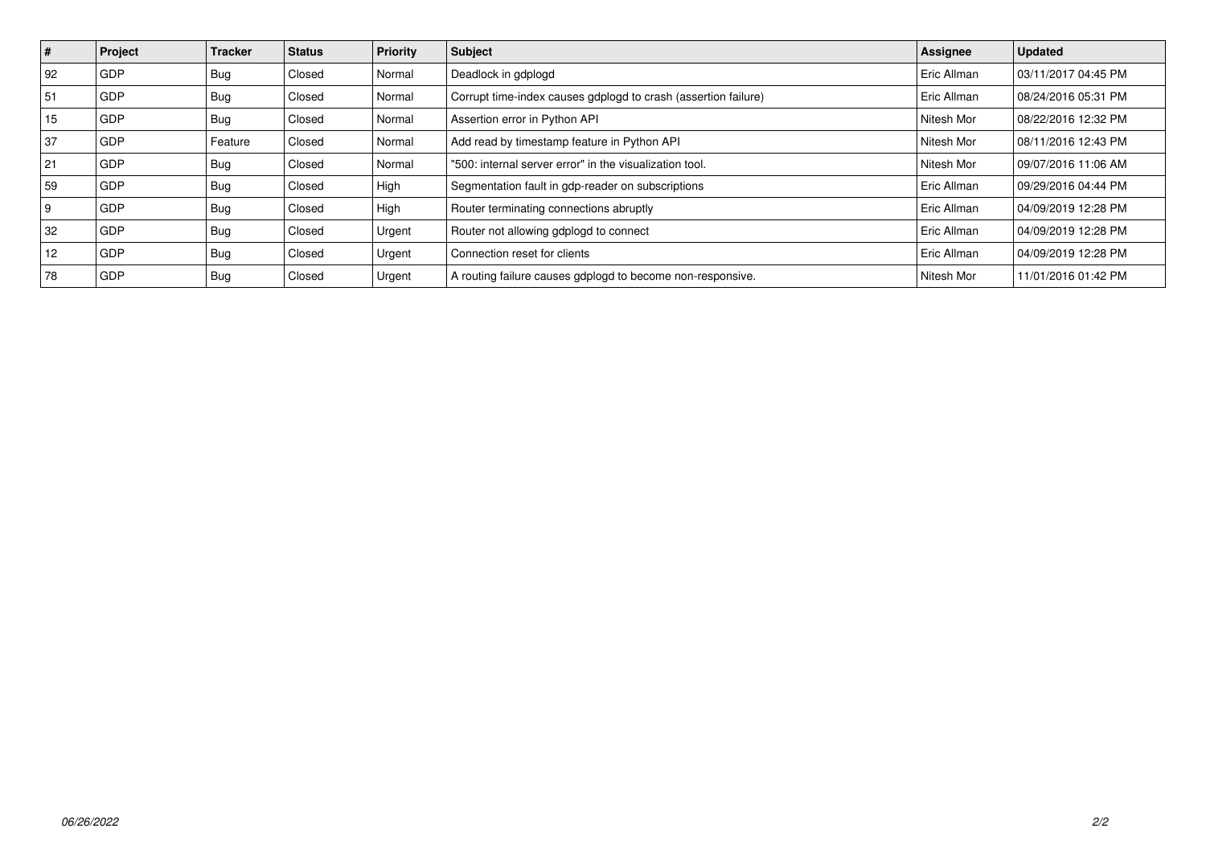| # | Project | Tracker | Status | Priority | Subject | Assignee | Updated |
|---|---|---|---|---|---|---|---|
| 92 | GDP | Bug | Closed | Normal | Deadlock in gdplogd | Eric Allman | 03/11/2017 04:45 PM |
| 51 | GDP | Bug | Closed | Normal | Corrupt time-index causes gdplogd to crash (assertion failure) | Eric Allman | 08/24/2016 05:31 PM |
| 15 | GDP | Bug | Closed | Normal | Assertion error in Python API | Nitesh Mor | 08/22/2016 12:32 PM |
| 37 | GDP | Feature | Closed | Normal | Add read by timestamp feature in Python API | Nitesh Mor | 08/11/2016 12:43 PM |
| 21 | GDP | Bug | Closed | Normal | "500: internal server error" in the visualization tool. | Nitesh Mor | 09/07/2016 11:06 AM |
| 59 | GDP | Bug | Closed | High | Segmentation fault in gdp-reader on subscriptions | Eric Allman | 09/29/2016 04:44 PM |
| 9 | GDP | Bug | Closed | High | Router terminating connections abruptly | Eric Allman | 04/09/2019 12:28 PM |
| 32 | GDP | Bug | Closed | Urgent | Router not allowing gdplogd to connect | Eric Allman | 04/09/2019 12:28 PM |
| 12 | GDP | Bug | Closed | Urgent | Connection reset for clients | Eric Allman | 04/09/2019 12:28 PM |
| 78 | GDP | Bug | Closed | Urgent | A routing failure causes gdplogd to become non-responsive. | Nitesh Mor | 11/01/2016 01:42 PM |